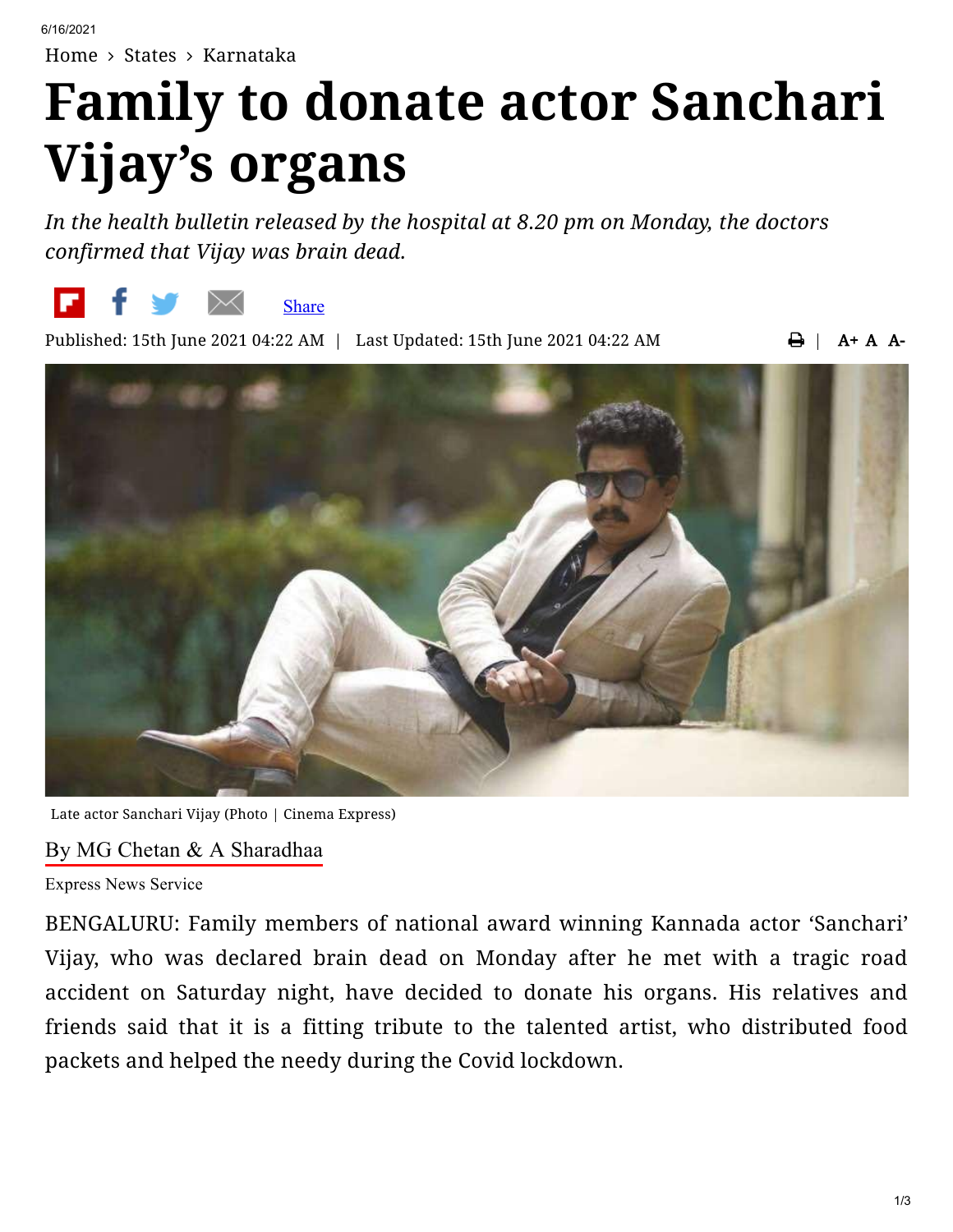Home › States › Karnataka

# Family to donate actor Sanchari Vijay's organs

*In the health bulletin released by the hospital at 8.20 pm on Monday, the doctors confirmed that Vijay was brain dead.*

Share

Published: 15th June 2021 04:22 AM | Last Updated: 15th June 2021 04:22 AM

Late actor Sanchari Vijay (Photo | Cinema Express)

By MG Chetan & A Sharadhaa

Express News Service

BENGALURU: Family members of national award winning Kannada actor 'Sanchari' Vijay, who was declared brain dead on Monday after he met with a tragic road accident on Saturday night, have decided to donate his organs. His relatives and friends said that it is a fitting tribute to the talented artist, who distributed food packets and helped the needy during the Covid lockdown.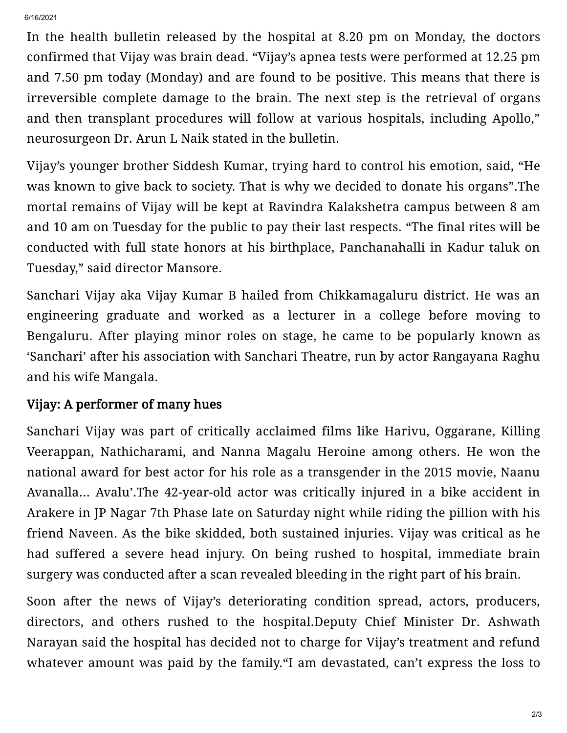In the health bulletin released by the hospital at 8.20 pm on Monday, the doctors confirmed that Vijay was brain dead. "Vijay's apnea tests were performed at 12.25 pm and 7.50 pm today (Monday) and are found to be positive. This means that there is irreversible complete damage to the brain. The next step is the retrieval of organs and then transplant procedures will follow at various hospitals, including Apollo," neurosurgeon Dr. Arun L Naik stated in the bulletin.

Vijay's younger brother Siddesh Kumar, trying hard to control his emotion, said, "He was known to give back to society. That is why we decided to donate his organs".The mortal remains of Vijay will be kept at Ravindra Kalakshetra campus between 8 am and 10 am on Tuesday for the public to pay their last respects. "The final rites will be conducted with full state honors at his birthplace, Panchanahalli in Kadur taluk on Tuesday," said director Mansore.

Sanchari Vijay aka Vijay Kumar B hailed from Chikkamagaluru district. He was an engineering graduate and worked as a lecturer in a college before moving to Bengaluru. After playing minor roles on stage, he came to be popularly known as 'Sanchari' after his association with Sanchari Theatre, run by actor Rangayana Raghu and his wife Mangala.

### Vijay: A performer of many hues

Sanchari Vijay was part of critically acclaimed films like Harivu, Oggarane, Killing Veerappan, Nathicharami, and Nanna Magalu Heroine among others. He won the national award for best actor for his role as a transgender in the 2015 movie, Naanu Avanalla... Avalu'.The 42-year-old actor was critically injured in a bike accident in Arakere in JP Nagar 7th Phase late on Saturday night while riding the pillion with his friend Naveen. As the bike skidded, both sustained injuries. Vijay was critical as he had suffered a severe head injury. On being rushed to hospital, immediate brain surgery was conducted after a scan revealed bleeding in the right part of his brain.

Soon after the news of Vijay's deteriorating condition spread, actors, producers, directors, and others rushed to the hospital.Deputy Chief Minister Dr. Ashwath Narayan said the hospital has decided not to charge for Vijay's treatment and refund whatever amount was paid by the family."I am devastated, can't express the loss to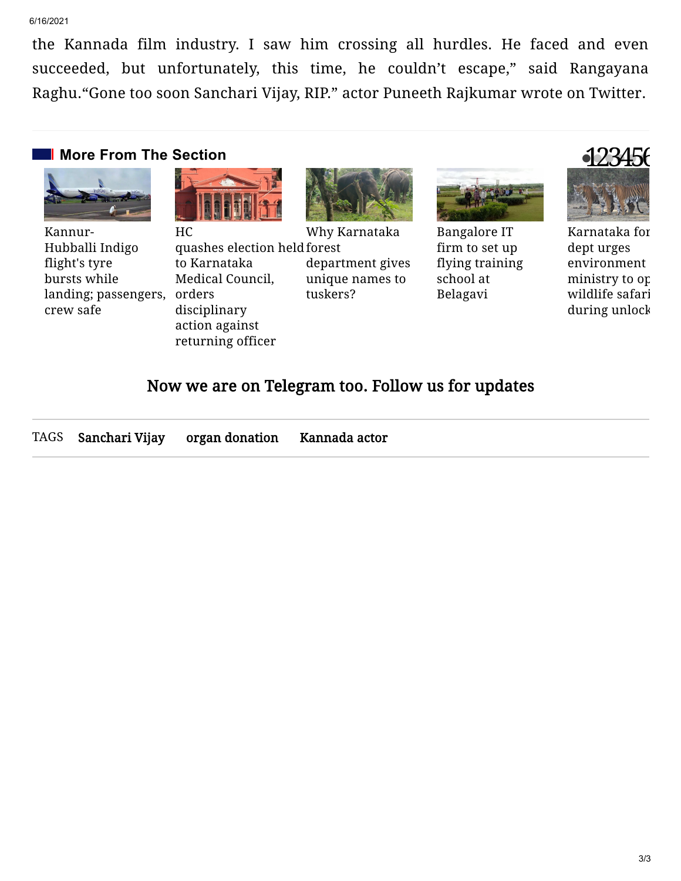the Kannada film industry. I saw him crossing all hurdles. He faced and even succeeded, but unfortunately, this time, he couldn't escape," said Rangayana Raghu."Gone too soon Sanchari Vijay, RIP." actor Puneeth Rajkumar wrote on Twitter.

## More From The Section

- Kannur-Hubballi Indigo flight's tyre bursts while landing; passengers, crew safe
- HC quashes election held to Karnataka Medical Council, orders disciplinary action against returning officer
- Why Karnataka forest department gives unique names to tuskers?
- Bangalore IT firm to set up flying training school at Belagavi
- Karnataka for dept urges environment ministry to op wildlife safari during unlock

Now we are on Telegram too. Follow us for updates

TAGS Sanchari Vijay organ donation Kannada actor